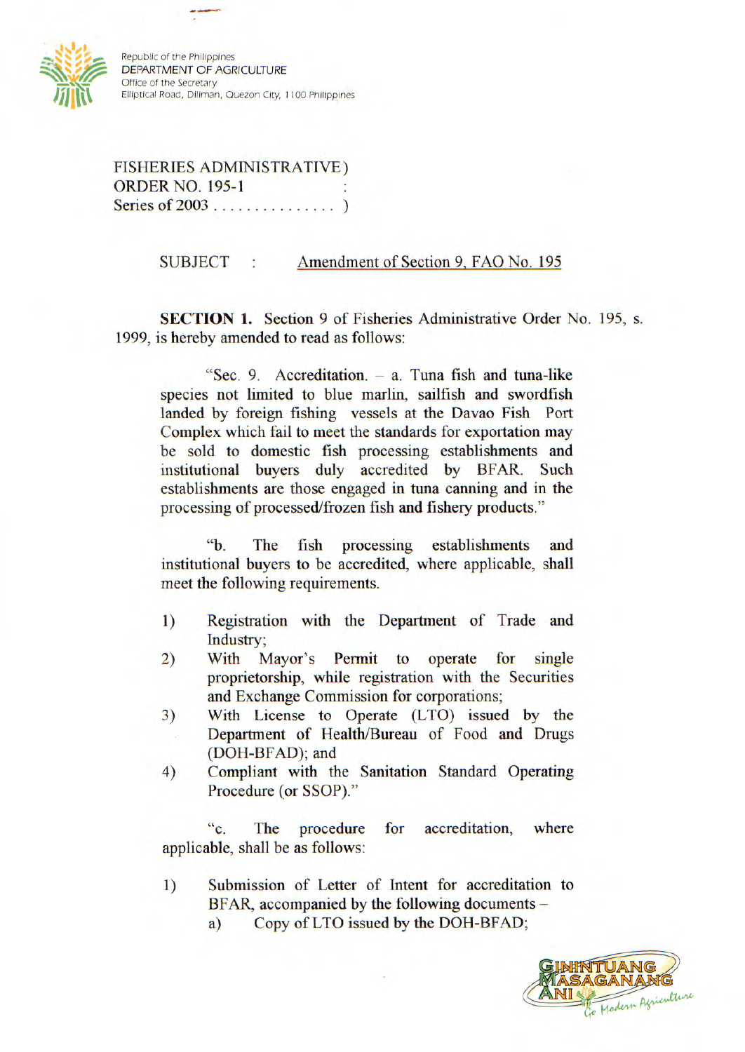Republic of the Philippines
DEPARTMENT OF AGRICULTURE
Office of the Secretary
Elliptical Road, Diliman, Quezon City, 1100 Philippines

FISHERIES ADMINISTRATIVE ORDER NO. 195-1
Series of 2003

SUBJECT : Amendment of Section 9, FAO No. 195

**SECTION 1.** Section 9 of Fisheries Administrative Order No. 195, s. 1999, is hereby amended to read as follows:

> "Sec. 9. Accreditation. – a. Tuna fish and tuna-like species not limited to blue marlin, sailfish and swordfish landed by foreign fishing vessels at the Davao Fish Port Complex which fail to meet the standards for exportation may be sold to domestic fish processing establishments and institutional buyers duly accredited by BFAR. Such establishments are those engaged in tuna canning and in the processing of processed/frozen fish and fishery products."
>
> "b. The fish processing establishments and institutional buyers to be accredited, where applicable, shall meet the following requirements.
>
> 1) Registration with the Department of Trade and Industry;
> 2) With Mayor's Permit to operate for single proprietorship, while registration with the Securities and Exchange Commission for corporations;
> 3) With License to Operate (LTO) issued by the Department of Health/Bureau of Food and Drugs (DOH-BFAD); and
> 4) Compliant with the Sanitation Standard Operating Procedure (or SSOP)."
>
> "c. The procedure for accreditation, where applicable, shall be as follows:
>
> 1) Submission of Letter of Intent for accreditation to BFAR, accompanied by the following documents –
>    a) Copy of LTO issued by the DOH-BFAD;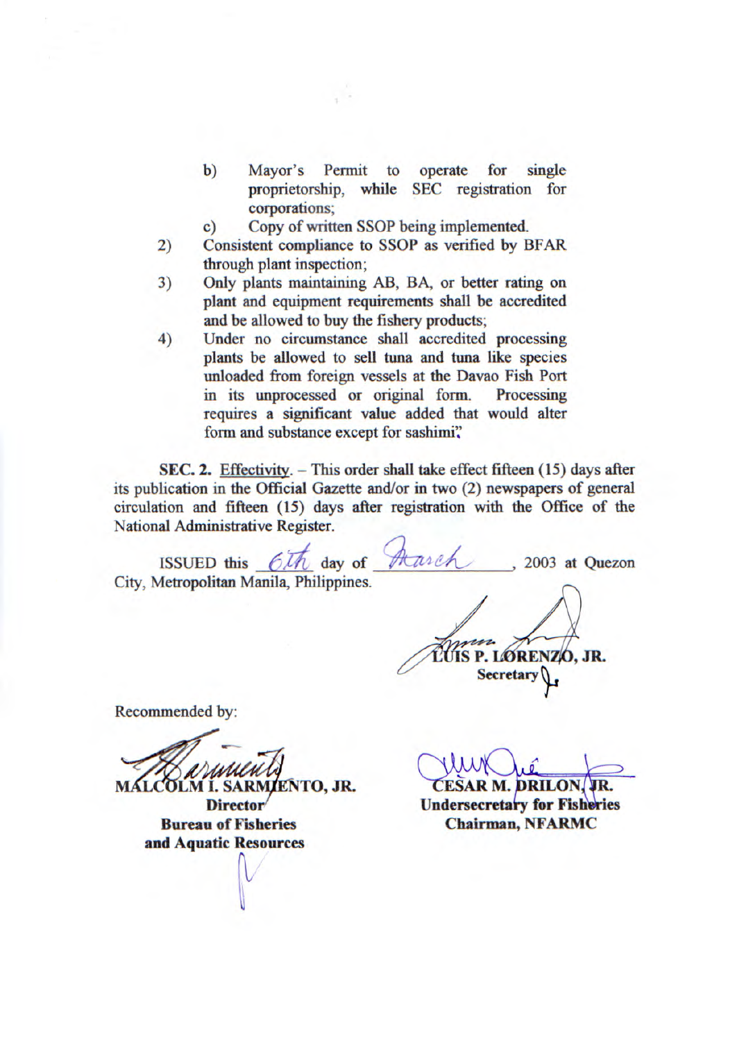b) Mayor's Permit to operate for single proprietorship, while SEC registration for corporations;

c) Copy of written SSOP being implemented.

2) Consistent compliance to SSOP as verified by BFAR through plant inspection;

3) Only plants maintaining AB, BA, or better rating on plant and equipment requirements shall be accredited and be allowed to buy the fishery products;

4) Under no circumstance shall accredited processing plants be allowed to sell tuna and tuna like species unloaded from foreign vessels at the Davao Fish Port in its unprocessed or original form. Processing requires a significant value added that would alter form and substance except for sashimi".

**SEC. 2.** Effectivity. – This order shall take effect fifteen (15) days after its publication in the Official Gazette and/or in two (2) newspapers of general circulation and fifteen (15) days after registration with the Office of the National Administrative Register.

ISSUED this 6th day of March, 2003 at Quezon City, Metropolitan Manila, Philippines.

**LUIS P. LORENZO, JR.**
**Secretary**

Recommended by:

**MALCOLM I. SARMIENTO, JR.**
**Director**
**Bureau of Fisheries and Aquatic Resources**

**CESAR M. DRILON, JR.**
**Undersecretary for Fisheries**
**Chairman, NFARMC**